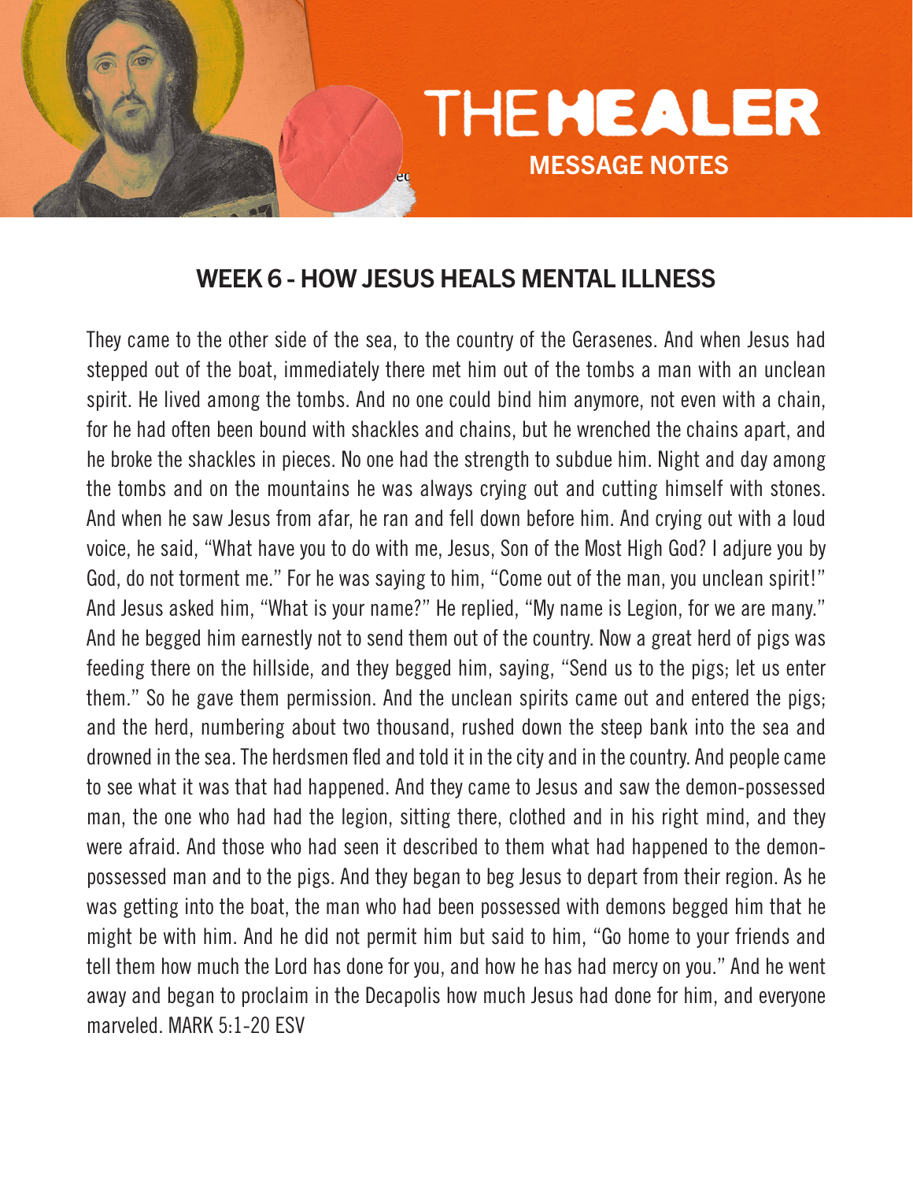# THE HEALER

## MESSAGE NOTES

## WEEK 6 - HOW JESUS HEALS MENTAL ILLNESS

They came to the other side of the sea, to the country of the Gerasenes. And when Jesus had stepped out of the boat, immediately there met him out of the tombs a man with an unclean spirit. He lived among the tombs. And no one could bind him anymore, not even with a chain, for he had often been bound with shackles and chains, but he wrenched the chains apart, and he broke the shackles in pieces. No one had the strength to subdue him. Night and day among the tombs and on the mountains he was always crying out and cutting himself with stones. And when he saw Jesus from afar, he ran and fell down before him. And crying out with a loud voice, he said, "What have you to do with me, Jesus, Son of the Most High God? I adjure you by God, do not torment me." For he was saying to him, "Come out of the man, you unclean spirit!" And Jesus asked him, "What is your name?" He replied, "My name is Legion, for we are many." And he begged him earnestly not to send them out of the country. Now a great herd of pigs was feeding there on the hillside, and they begged him, saying, "Send us to the pigs; let us enter them." So he gave them permission. And the unclean spirits came out and entered the pigs; and the herd, numbering about two thousand, rushed down the steep bank into the sea and drowned in the sea. The herdsmen fled and told it in the city and in the country. And people came to see what it was that had happened. And they came to Jesus and saw the demon-possessed man, the one who had had the legion, sitting there, clothed and in his right mind, and they were afraid. And those who had seen it described to them what had happened to the demon-possessed man and to the pigs. And they began to beg Jesus to depart from their region. As he was getting into the boat, the man who had been possessed with demons begged him that he might be with him. And he did not permit him but said to him, "Go home to your friends and tell them how much the Lord has done for you, and how he has had mercy on you." And he went away and began to proclaim in the Decapolis how much Jesus had done for him, and everyone marveled. MARK 5:1-20 ESV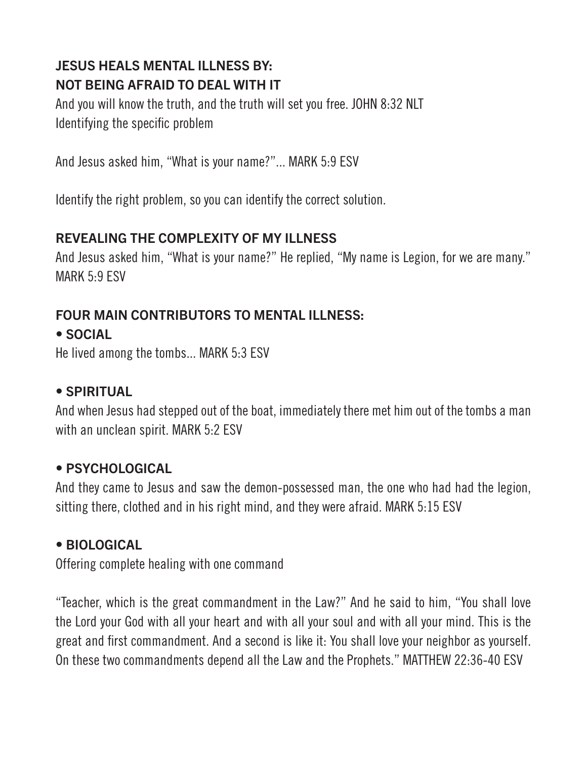**JESUS HEALS MENTAL ILLNESS BY:**
**NOT BEING AFRAID TO DEAL WITH IT**

And you will know the truth, and the truth will set you free. JOHN 8:32 NLT
Identifying the specific problem

And Jesus asked him, "What is your name?"... MARK 5:9 ESV

Identify the right problem, so you can identify the correct solution.

**REVEALING THE COMPLEXITY OF MY ILLNESS**

And Jesus asked him, "What is your name?" He replied, "My name is Legion, for we are many." MARK 5:9 ESV

**FOUR MAIN CONTRIBUTORS TO MENTAL ILLNESS:**

- **SOCIAL**

He lived among the tombs... MARK 5:3 ESV

- **SPIRITUAL**

And when Jesus had stepped out of the boat, immediately there met him out of the tombs a man with an unclean spirit. MARK 5:2 ESV

- **PSYCHOLOGICAL**

And they came to Jesus and saw the demon-possessed man, the one who had had the legion, sitting there, clothed and in his right mind, and they were afraid. MARK 5:15 ESV

- **BIOLOGICAL**

Offering complete healing with one command

"Teacher, which is the great commandment in the Law?" And he said to him, "You shall love the Lord your God with all your heart and with all your soul and with all your mind. This is the great and first commandment. And a second is like it: You shall love your neighbor as yourself. On these two commandments depend all the Law and the Prophets." MATTHEW 22:36-40 ESV